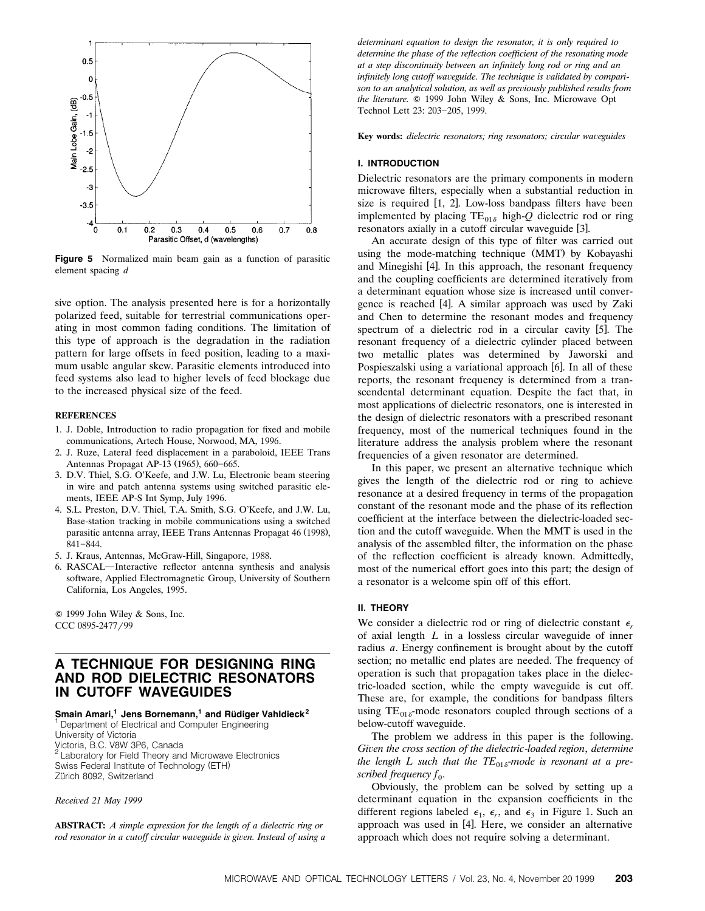Figure 5 Normalized main beam gain as a function of parasitic element spacing $d$

sive option. The analysis presented here is for a horizontally polarized feed, suitable for terrestrial communications operating in most common fading conditions. The limitation of this type of approach is the degradation in the radiation pattern for large offsets in feed position, leading to a maximum usable angular skew. Parasitic elements introduced into feed systems also lead to higher levels of feed blockage due to the increased physical size of the feed.

**REFERENCES**

1. J. Doble, Introduction to radio propagation for fixed and mobile communications, Artech House, Norwood, MA, 1996.
2. J. Ruze, Lateral feed displacement in a paraboloid, IEEE Trans Antennas Propagat AP-13 (1965), 660–665.
3. D.V. Thiel, S.G. O'Keefe, and J.W. Lu, Electronic beam steering in wire and patch antenna systems using switched parasitic elements, IEEE AP-S Int Symp, July 1996.
4. S.L. Preston, D.V. Thiel, T.A. Smith, S.G. O'Keefe, and J.W. Lu, Base-station tracking in mobile communications using a switched parasitic antenna array, IEEE Trans Antennas Propagat 46 (1998), 841–844.
5. J. Kraus, Antennas, McGraw-Hill, Singapore, 1988.
6. RASCAL—Interactive reflector antenna synthesis and analysis software, Applied Electromagnetic Group, University of Southern California, Los Angeles, 1995.

© 1999 John Wiley & Sons, Inc.
CCC 0895-2477/99

# A TECHNIQUE FOR DESIGNING RING AND ROD DIELECTRIC RESONATORS IN CUTOFF WAVEGUIDES

**Smain Amari,[1] Jens Bornemann,[1] and Rüdiger Vahldieck[2]**

[1] Department of Electrical and Computer Engineering
University of Victoria
Victoria, B.C. V8W 3P6, Canada
[2] Laboratory for Field Theory and Microwave Electronics
Swiss Federal Institute of Technology (ETH)
Zürich 8092, Switzerland

*Received 21 May 1999*

**ABSTRACT:** *A simple expression for the length of a dielectric ring or rod resonator in a cutoff circular waveguide is given. Instead of using a determinant equation to design the resonator, it is only required to determine the phase of the reflection coefficient of the resonating mode at a step discontinuity between an infinitely long rod or ring and an infinitely long cutoff waveguide. The technique is validated by comparison to an analytical solution, as well as previously published results from the literature.* © 1999 John Wiley & Sons, Inc. Microwave Opt Technol Lett 23: 203–205, 1999.

**Key words:** *dielectric resonators; ring resonators; circular waveguides*

## I. INTRODUCTION

Dielectric resonators are the primary components in modern microwave filters, especially when a substantial reduction in size is required [1, 2]. Low-loss bandpass filters have been implemented by placing $TE_{01\delta}$ high-$Q$ dielectric rod or ring resonators axially in a cutoff circular waveguide [3].

An accurate design of this type of filter was carried out using the mode-matching technique (MMT) by Kobayashi and Minegishi [4]. In this approach, the resonant frequency and the coupling coefficients are determined iteratively from a determinant equation whose size is increased until convergence is reached [4]. A similar approach was used by Zaki and Chen to determine the resonant modes and frequency spectrum of a dielectric rod in a circular cavity [5]. The resonant frequency of a dielectric cylinder placed between two metallic plates was determined by Jaworski and Pospieszalski using a variational approach [6]. In all of these reports, the resonant frequency is determined from a transcendental determinant equation. Despite the fact that, in most applications of dielectric resonators, one is interested in the design of dielectric resonators with a prescribed resonant frequency, most of the numerical techniques found in the literature address the analysis problem where the resonant frequencies of a given resonator are determined.

In this paper, we present an alternative technique which gives the length of the dielectric rod or ring to achieve resonance at a desired frequency in terms of the propagation constant of the resonant mode and the phase of its reflection coefficient at the interface between the dielectric-loaded section and the cutoff waveguide. When the MMT is used in the analysis of the assembled filter, the information on the phase of the reflection coefficient is already known. Admittedly, most of the numerical effort goes into this part; the design of a resonator is a welcome spin off of this effort.

## II. THEORY

We consider a dielectric rod or ring of dielectric constant $\epsilon_r$ of axial length $L$ in a lossless circular waveguide of inner radius $a$. Energy confinement is brought about by the cutoff section; no metallic end plates are needed. The frequency of operation is such that propagation takes place in the dielectric-loaded section, while the empty waveguide is cut off. These are, for example, the conditions for bandpass filters using $TE_{01\delta}$-mode resonators coupled through sections of a below-cutoff waveguide.

The problem we address in this paper is the following. *Given the cross section of the dielectric-loaded region*, *determine the length L such that the $TE_{01\delta}$-mode is resonant at a prescribed frequency $f_0$*.

Obviously, the problem can be solved by setting up a determinant equation in the expansion coefficients in the different regions labeled $\epsilon_1$, $\epsilon_r$, and $\epsilon_3$ in Figure 1. Such an approach was used in [4]. Here, we consider an alternative approach which does not require solving a determinant.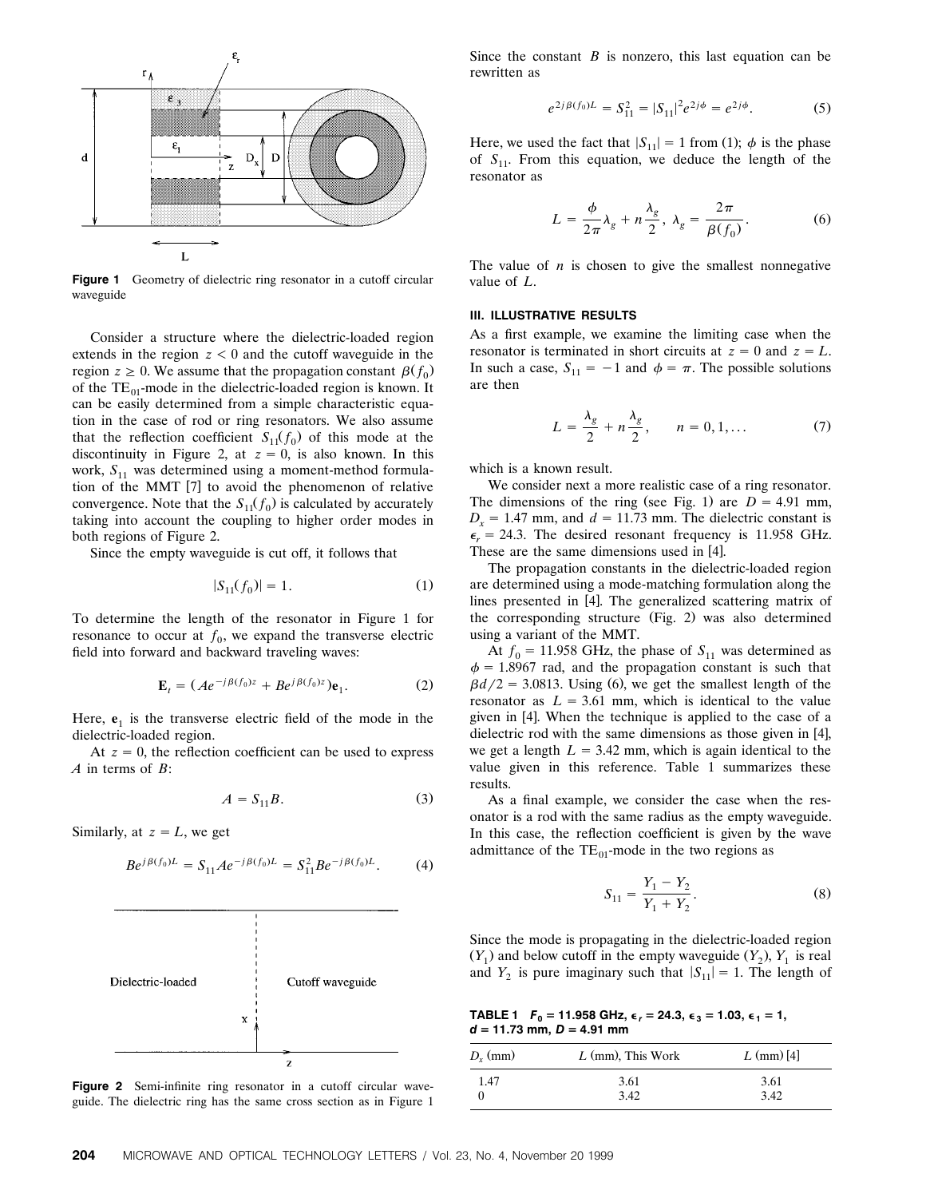Figure 1 Geometry of dielectric ring resonator in a cutoff circular waveguide

Consider a structure where the dielectric-loaded region extends in the region $z < 0$ and the cutoff waveguide in the region $z \geq 0$. We assume that the propagation constant $\beta(f_0)$ of the $TE_{01}$-mode in the dielectric-loaded region is known. It can be easily determined from a simple characteristic equation in the case of rod or ring resonators. We also assume that the reflection coefficient $S_{11}(f_0)$ of this mode at the discontinuity in Figure 2, at $z = 0$, is also known. In this work, $S_{11}$ was determined using a moment-method formulation of the MMT [7] to avoid the phenomenon of relative convergence. Note that the $S_{11}(f_0)$ is calculated by accurately taking into account the coupling to higher order modes in both regions of Figure 2.

Since the empty waveguide is cut off, it follows that

$$|S_{11}(f_0)| = 1. \tag{1}$$

To determine the length of the resonator in Figure 1 for resonance to occur at $f_0$, we expand the transverse electric field into forward and backward traveling waves:

$$\mathbf{E}_t = (Ae^{-j\beta(f_0)z} + Be^{j\beta(f_0)z})\mathbf{e}_1. \tag{2}$$

Here, $\mathbf{e}_1$ is the transverse electric field of the mode in the dielectric-loaded region.

At $z = 0$, the reflection coefficient can be used to express $A$ in terms of $B$:

$$A = S_{11}B. \tag{3}$$

Similarly, at $z = L$, we get

$$Be^{j\beta(f_0)L} = S_{11}Ae^{-j\beta(f_0)L} = S_{11}^2 Be^{-j\beta(f_0)L}. \tag{4}$$

Figure 2 Semi-infinite ring resonator in a cutoff circular waveguide. The dielectric ring has the same cross section as in Figure 1

Since the constant $B$ is nonzero, this last equation can be rewritten as

$$e^{2j\beta(f_0)L} = S_{11}^2 = |S_{11}|^2 e^{2j\phi} = e^{2j\phi}. \tag{5}$$

Here, we used the fact that $|S_{11}| = 1$ from (1); $\phi$ is the phase of $S_{11}$. From this equation, we deduce the length of the resonator as

$$L = \frac{\phi}{2\pi}\lambda_g + n\frac{\lambda_g}{2}, \; \lambda_g = \frac{2\pi}{\beta(f_0)}. \tag{6}$$

The value of $n$ is chosen to give the smallest nonnegative value of $L$.

### III. ILLUSTRATIVE RESULTS

As a first example, we examine the limiting case when the resonator is terminated in short circuits at $z = 0$ and $z = L$. In such a case, $S_{11} = -1$ and $\phi = \pi$. The possible solutions are then

$$L = \frac{\lambda_g}{2} + n\frac{\lambda_g}{2}, \qquad n = 0, 1, \ldots \tag{7}$$

which is a known result.

We consider next a more realistic case of a ring resonator. The dimensions of the ring (see Fig. 1) are $D = 4.91$ mm, $D_x = 1.47$ mm, and $d = 11.73$ mm. The dielectric constant is $\epsilon_r = 24.3$. The desired resonant frequency is 11.958 GHz. These are the same dimensions used in [4].

The propagation constants in the dielectric-loaded region are determined using a mode-matching formulation along the lines presented in [4]. The generalized scattering matrix of the corresponding structure (Fig. 2) was also determined using a variant of the MMT.

At $f_0 = 11.958$ GHz, the phase of $S_{11}$ was determined as $\phi = 1.8967$ rad, and the propagation constant is such that $\beta d/2 = 3.0813$. Using (6), we get the smallest length of the resonator as $L = 3.61$ mm, which is identical to the value given in [4]. When the technique is applied to the case of a dielectric rod with the same dimensions as those given in [4], we get a length $L = 3.42$ mm, which is again identical to the value given in this reference. Table 1 summarizes these results.

As a final example, we consider the case when the resonator is a rod with the same radius as the empty waveguide. In this case, the reflection coefficient is given by the wave admittance of the $TE_{01}$-mode in the two regions as

$$S_{11} = \frac{Y_1 - Y_2}{Y_1 + Y_2}. \tag{8}$$

Since the mode is propagating in the dielectric-loaded region ($Y_1$) and below cutoff in the empty waveguide ($Y_2$), $Y_1$ is real and $Y_2$ is pure imaginary such that $|S_{11}| = 1$. The length of

**TABLE 1** $F_0 = 11.958$ GHz, $\epsilon_r = 24.3$, $\epsilon_3 = 1.03$, $\epsilon_1 = 1$, $d = 11.73$ mm, $D = 4.91$ mm

| $D_x$ (mm) | $L$ (mm), This Work | $L$ (mm) [4] |
|---|---|---|
| 1.47 | 3.61 | 3.61 |
| 0 | 3.42 | 3.42 |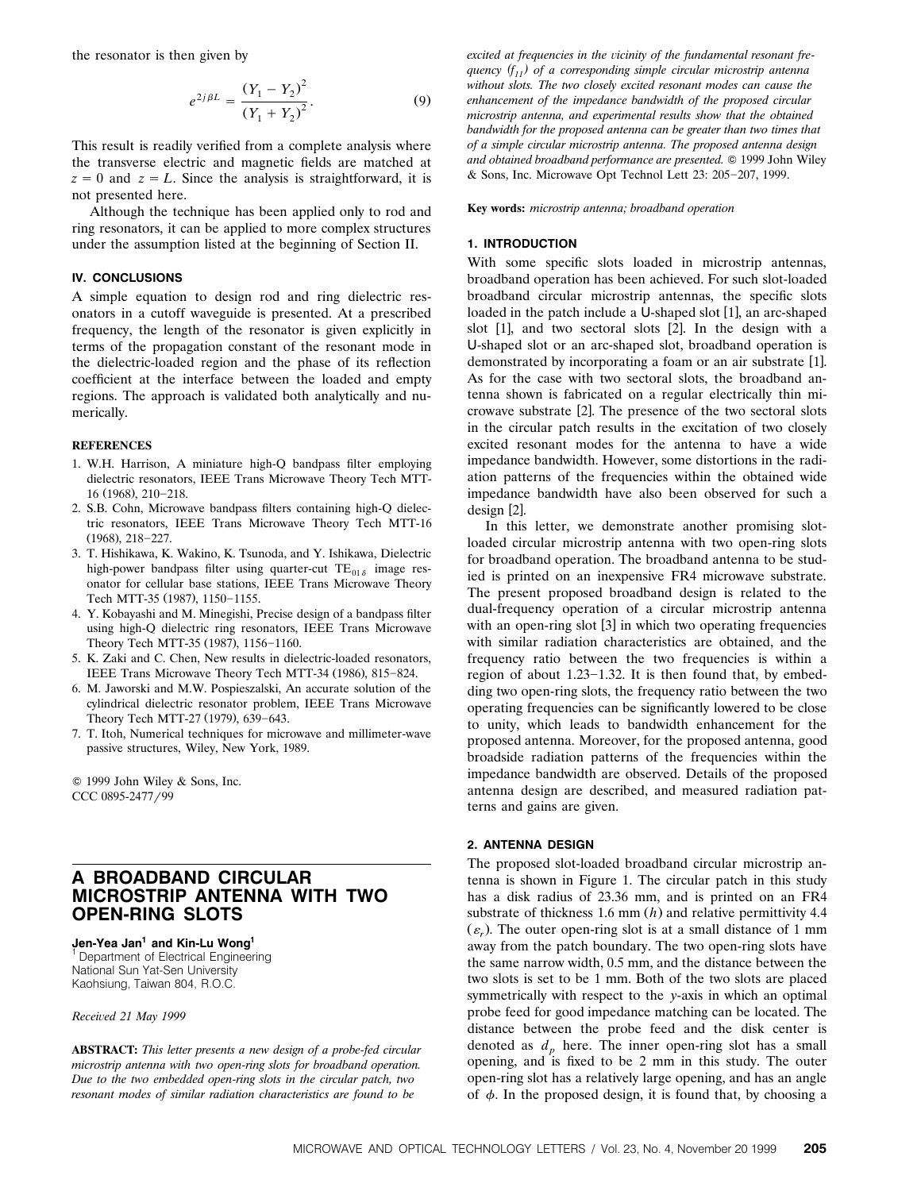the resonator is then given by

$$e^{2j\beta L} = \frac{(Y_1 - Y_2)^2}{(Y_1 + Y_2)^2}. \tag{9}$$

This result is readily verified from a complete analysis where the transverse electric and magnetic fields are matched at $z = 0$ and $z = L$. Since the analysis is straightforward, it is not presented here.

Although the technique has been applied only to rod and ring resonators, it can be applied to more complex structures under the assumption listed at the beginning of Section II.

## IV. CONCLUSIONS

A simple equation to design rod and ring dielectric resonators in a cutoff waveguide is presented. At a prescribed frequency, the length of the resonator is given explicitly in terms of the propagation constant of the resonant mode in the dielectric-loaded region and the phase of its reflection coefficient at the interface between the loaded and empty regions. The approach is validated both analytically and numerically.

## REFERENCES

1. W.H. Harrison, A miniature high-Q bandpass filter employing dielectric resonators, IEEE Trans Microwave Theory Tech MTT-16 (1968), 210–218.
2. S.B. Cohn, Microwave bandpass filters containing high-Q dielectric resonators, IEEE Trans Microwave Theory Tech MTT-16 (1968), 218–227.
3. T. Hishikawa, K. Wakino, K. Tsunoda, and Y. Ishikawa, Dielectric high-power bandpass filter using quarter-cut $TE_{01\delta}$ image resonator for cellular base stations, IEEE Trans Microwave Theory Tech MTT-35 (1987), 1150–1155.
4. Y. Kobayashi and M. Minegishi, Precise design of a bandpass filter using high-Q dielectric ring resonators, IEEE Trans Microwave Theory Tech MTT-35 (1987), 1156–1160.
5. K. Zaki and C. Chen, New results in dielectric-loaded resonators, IEEE Trans Microwave Theory Tech MTT-34 (1986), 815–824.
6. M. Jaworski and M.W. Pospieszalski, An accurate solution of the cylindrical dielectric resonator problem, IEEE Trans Microwave Theory Tech MTT-27 (1979), 639–643.
7. T. Itoh, Numerical techniques for microwave and millimeter-wave passive structures, Wiley, New York, 1989.

© 1999 John Wiley & Sons, Inc.
CCC 0895-2477/99

# A BROADBAND CIRCULAR MICROSTRIP ANTENNA WITH TWO OPEN-RING SLOTS

**Jen-Yea Jan[1] and Kin-Lu Wong[1]**

[1] Department of Electrical Engineering
National Sun Yat-Sen University
Kaohsiung, Taiwan 804, R.O.C.

*Received 21 May 1999*

**ABSTRACT:** *This letter presents a new design of a probe-fed circular microstrip antenna with two open-ring slots for broadband operation. Due to the two embedded open-ring slots in the circular patch, two resonant modes of similar radiation characteristics are found to be excited at frequencies in the vicinity of the fundamental resonant frequency ($f_{11}$) of a corresponding simple circular microstrip antenna without slots. The two closely excited resonant modes can cause the enhancement of the impedance bandwidth of the proposed circular microstrip antenna, and experimental results show that the obtained bandwidth for the proposed antenna can be greater than two times that of a simple circular microstrip antenna. The proposed antenna design and obtained broadband performance are presented.* © 1999 John Wiley & Sons, Inc. Microwave Opt Technol Lett 23: 205–207, 1999.

**Key words:** *microstrip antenna; broadband operation*

## 1. INTRODUCTION

With some specific slots loaded in microstrip antennas, broadband operation has been achieved. For such slot-loaded broadband circular microstrip antennas, the specific slots loaded in the patch include a U-shaped slot [1], an arc-shaped slot [1], and two sectoral slots [2]. In the design with a U-shaped slot or an arc-shaped slot, broadband operation is demonstrated by incorporating a foam or an air substrate [1]. As for the case with two sectoral slots, the broadband antenna shown is fabricated on a regular electrically thin microwave substrate [2]. The presence of the two sectoral slots in the circular patch results in the excitation of two closely excited resonant modes for the antenna to have a wide impedance bandwidth. However, some distortions in the radiation patterns of the frequencies within the obtained wide impedance bandwidth have also been observed for such a design [2].

In this letter, we demonstrate another promising slot-loaded circular microstrip antenna with two open-ring slots for broadband operation. The broadband antenna to be studied is printed on an inexpensive FR4 microwave substrate. The present proposed broadband design is related to the dual-frequency operation of a circular microstrip antenna with an open-ring slot [3] in which two operating frequencies with similar radiation characteristics are obtained, and the frequency ratio between the two frequencies is within a region of about 1.23–1.32. It is then found that, by embedding two open-ring slots, the frequency ratio between the two operating frequencies can be significantly lowered to be close to unity, which leads to bandwidth enhancement for the proposed antenna. Moreover, for the proposed antenna, good broadside radiation patterns of the frequencies within the impedance bandwidth are observed. Details of the proposed antenna design are described, and measured radiation patterns and gains are given.

## 2. ANTENNA DESIGN

The proposed slot-loaded broadband circular microstrip antenna is shown in Figure 1. The circular patch in this study has a disk radius of 23.36 mm, and is printed on an FR4 substrate of thickness 1.6 mm ($h$) and relative permittivity 4.4 ($\varepsilon_r$). The outer open-ring slot is at a small distance of 1 mm away from the patch boundary. The two open-ring slots have the same narrow width, 0.5 mm, and the distance between the two slots is set to be 1 mm. Both of the two slots are placed symmetrically with respect to the $y$-axis in which an optimal probe feed for good impedance matching can be located. The distance between the probe feed and the disk center is denoted as $d_p$ here. The inner open-ring slot has a small opening, and is fixed to be 2 mm in this study. The outer open-ring slot has a relatively large opening, and has an angle of $\phi$. In the proposed design, it is found that, by choosing a